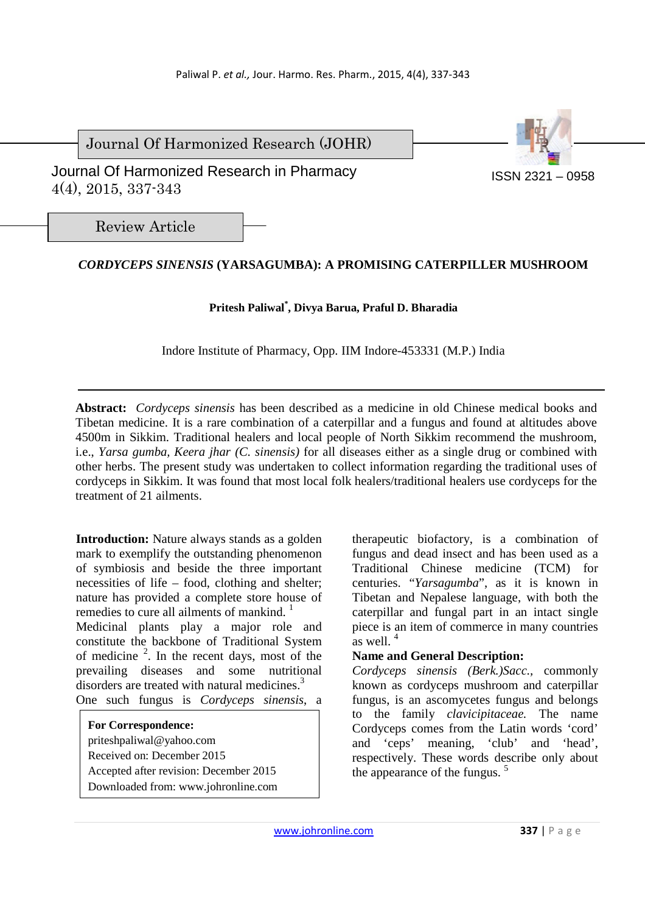Journal Of Harmonized Research (JOHR)

Journal Of Harmonized Research in Pharmacy
4(4), 2015, 337-343

ISSN 2321 – 0958

Review Article

# *CORDYCEPS SINENSIS* (YARSAGUMBA): A PROMISING CATERPILLER MUSHROOM

**Pritesh Paliwal*, Divya Barua, Praful D. Bharadia**

Indore Institute of Pharmacy, Opp. IIM Indore-453331 (M.P.) India

**Abstract:** *Cordyceps sinensis* has been described as a medicine in old Chinese medical books and Tibetan medicine. It is a rare combination of a caterpillar and a fungus and found at altitudes above 4500m in Sikkim. Traditional healers and local people of North Sikkim recommend the mushroom, i.e., *Yarsa gumba, Keera jhar (C. sinensis)* for all diseases either as a single drug or combined with other herbs. The present study was undertaken to collect information regarding the traditional uses of cordyceps in Sikkim. It was found that most local folk healers/traditional healers use cordyceps for the treatment of 21 ailments.

**Introduction:** Nature always stands as a golden mark to exemplify the outstanding phenomenon of symbiosis and beside the three important necessities of life – food, clothing and shelter; nature has provided a complete store house of remedies to cure all ailments of mankind. [1]

Medicinal plants play a major role and constitute the backbone of Traditional System of medicine [2]. In the recent days, most of the prevailing diseases and some nutritional disorders are treated with natural medicines. [3]

One such fungus is *Cordyceps sinensis*, a therapeutic biofactory, is a combination of fungus and dead insect and has been used as a Traditional Chinese medicine (TCM) for centuries. "*Yarsagumba*", as it is known in Tibetan and Nepalese language, with both the caterpillar and fungal part in an intact single piece is an item of commerce in many countries as well. [4]

**For Correspondence:**
priteshpaliwal@yahoo.com
Received on: December 2015
Accepted after revision: December 2015
Downloaded from: www.johronline.com

**Name and General Description:**
*Cordyceps sinensis (Berk.)Sacc.*, commonly known as cordyceps mushroom and caterpillar fungus, is an ascomycetes fungus and belongs to the family *clavicipitaceae.* The name Cordyceps comes from the Latin words 'cord' and 'ceps' meaning, 'club' and 'head', respectively. These words describe only about the appearance of the fungus. [5]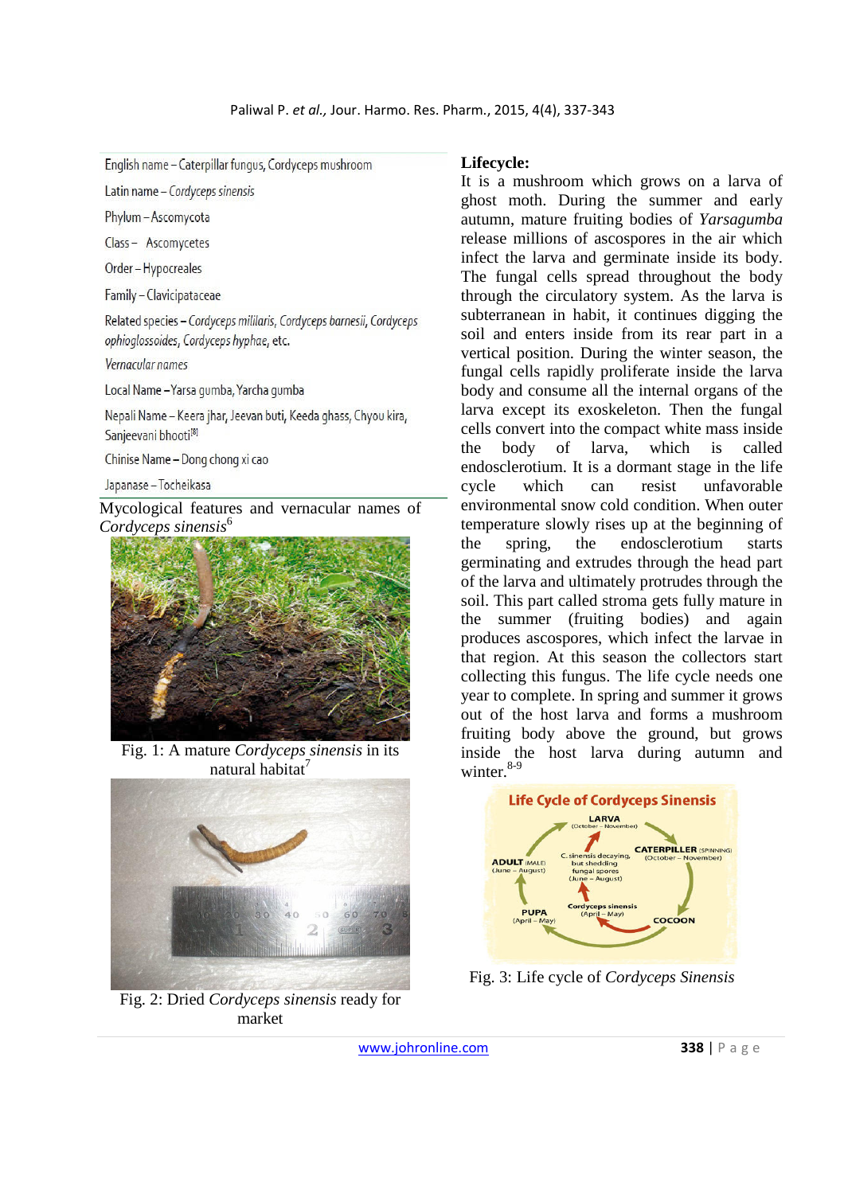English name – Caterpillar fungus, Cordyceps mushroom

Latin name – *Cordyceps sinensis*

Phylum – Ascomycota

Class – Ascomycetes

Order – Hypocreales

Family – Clavicipataceae

Related species – *Cordyceps militaris, Cordyceps barnesii, Cordyceps ophioglossoides, Cordyceps hyphae*, etc.

*Vernacular names*

Local Name – Yarsa gumba, Yarcha gumba

Nepali Name – Keera jhar, Jeevan buti, Keeda ghass, Chyou kira, Sanjeevani bhooti[8]

Chinise Name – Dong chong xi cao

Japanase – Tocheikasa

Mycological features and vernacular names of *Cordyceps sinensis*[6]

Fig. 1: A mature *Cordyceps sinensis* in its natural habitat[7]

Fig. 2: Dried *Cordyceps sinensis* ready for market

**Lifecycle:**

It is a mushroom which grows on a larva of ghost moth. During the summer and early autumn, mature fruiting bodies of *Yarsagumba* release millions of ascospores in the air which infect the larva and germinate inside its body. The fungal cells spread throughout the body through the circulatory system. As the larva is subterranean in habit, it continues digging the soil and enters inside from its rear part in a vertical position. During the winter season, the fungal cells rapidly proliferate inside the larva body and consume all the internal organs of the larva except its exoskeleton. Then the fungal cells convert into the compact white mass inside the body of larva, which is called endosclerotium. It is a dormant stage in the life cycle which can resist unfavorable environmental snow cold condition. When outer temperature slowly rises up at the beginning of the spring, the endosclerotium starts germinating and extrudes through the head part of the larva and ultimately protrudes through the soil. This part called stroma gets fully mature in the summer (fruiting bodies) and again produces ascospores, which infect the larvae in that region. At this season the collectors start collecting this fungus. The life cycle needs one year to complete. In spring and summer it grows out of the host larva and forms a mushroom fruiting body above the ground, but grows inside the host larva during autumn and winter.[8-9]

Fig. 3: Life cycle of *Cordyceps Sinensis*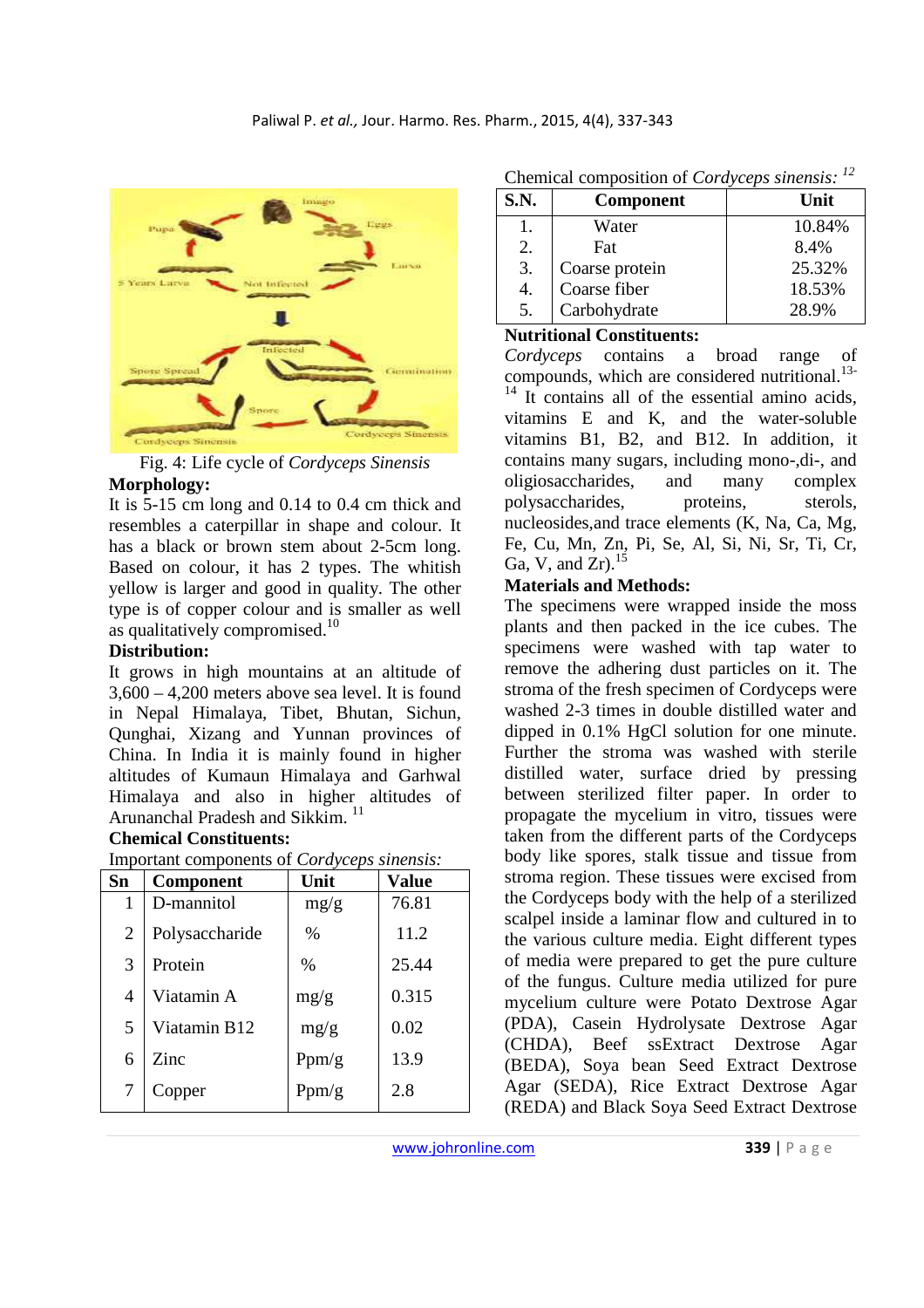Fig. 4: Life cycle of *Cordyceps Sinensis*

**Morphology:**

It is 5-15 cm long and 0.14 to 0.4 cm thick and resembles a caterpillar in shape and colour. It has a black or brown stem about 2-5cm long. Based on colour, it has 2 types. The whitish yellow is larger and good in quality. The other type is of copper colour and is smaller as well as qualitatively compromised.[10]

**Distribution:**

It grows in high mountains at an altitude of 3,600 – 4,200 meters above sea level. It is found in Nepal Himalaya, Tibet, Bhutan, Sichun, Qunghai, Xizang and Yunnan provinces of China. In India it is mainly found in higher altitudes of Kumaun Himalaya and Garhwal Himalaya and also in higher altitudes of Arunanchal Pradesh and Sikkim. [11]

**Chemical Constituents:**

Important components of *Cordyceps sinensis:*

| Sn | Component | Unit | Value |
|---|---|---|---|
| 1 | D-mannitol | mg/g | 76.81 |
| 2 | Polysaccharide | % | 11.2 |
| 3 | Protein | % | 25.44 |
| 4 | Viatamin A | mg/g | 0.315 |
| 5 | Viatamin B12 | mg/g | 0.02 |
| 6 | Zinc | Ppm/g | 13.9 |
| 7 | Copper | Ppm/g | 2.8 |

Chemical composition of *Cordyceps sinensis:* [12]

| S.N. | Component | Unit |
|---|---|---|
| 1. | Water | 10.84% |
| 2. | Fat | 8.4% |
| 3. | Coarse protein | 25.32% |
| 4. | Coarse fiber | 18.53% |
| 5. | Carbohydrate | 28.9% |

**Nutritional Constituents:**

*Cordyceps* contains a broad range of compounds, which are considered nutritional.[13-14] It contains all of the essential amino acids, vitamins E and K, and the water-soluble vitamins B1, B2, and B12. In addition, it contains many sugars, including mono-,di-, and oligiosaccharides, and many complex polysaccharides, proteins, sterols, nucleosides,and trace elements (K, Na, Ca, Mg, Fe, Cu, Mn, Zn, Pi, Se, Al, Si, Ni, Sr, Ti, Cr, Ga, V, and Zr).[15]

**Materials and Methods:**

The specimens were wrapped inside the moss plants and then packed in the ice cubes. The specimens were washed with tap water to remove the adhering dust particles on it. The stroma of the fresh specimen of Cordyceps were washed 2-3 times in double distilled water and dipped in 0.1% HgCl solution for one minute. Further the stroma was washed with sterile distilled water, surface dried by pressing between sterilized filter paper. In order to propagate the mycelium in vitro, tissues were taken from the different parts of the Cordyceps body like spores, stalk tissue and tissue from stroma region. These tissues were excised from the Cordyceps body with the help of a sterilized scalpel inside a laminar flow and cultured in to the various culture media. Eight different types of media were prepared to get the pure culture of the fungus. Culture media utilized for pure mycelium culture were Potato Dextrose Agar (PDA), Casein Hydrolysate Dextrose Agar (CHDA), Beef ssExtract Dextrose Agar (BEDA), Soya bean Seed Extract Dextrose Agar (SEDA), Rice Extract Dextrose Agar (REDA) and Black Soya Seed Extract Dextrose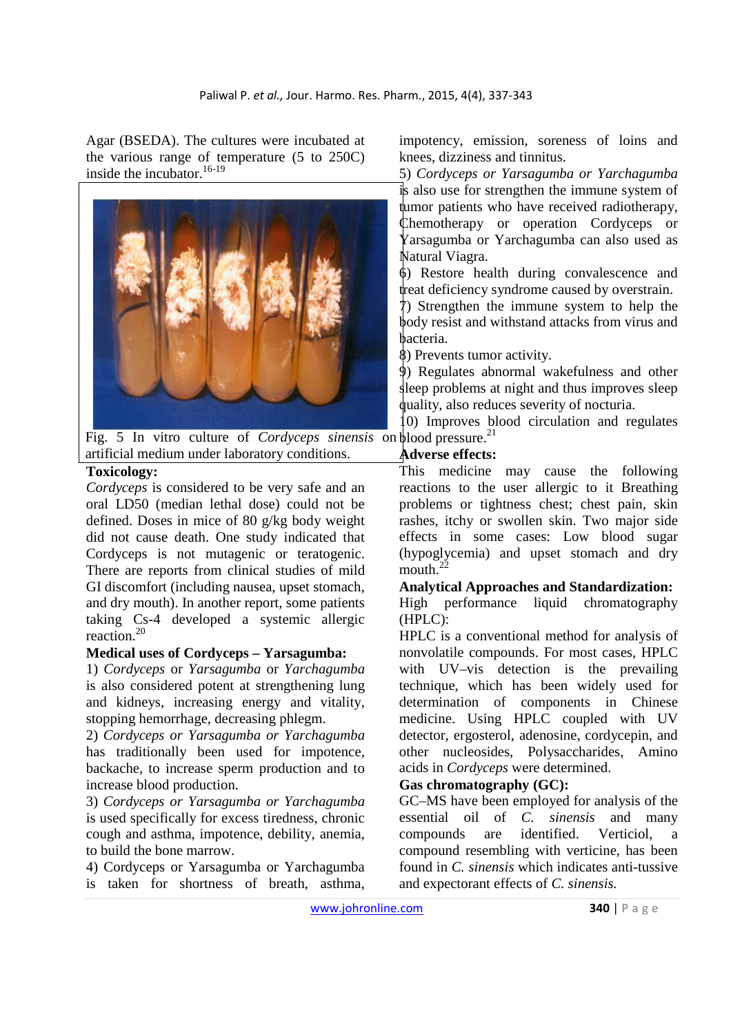Agar (BSEDA). The cultures were incubated at the various range of temperature (5 to 250C) inside the incubator.[16-19]

Fig. 5 In vitro culture of *Cordyceps sinensis* on artificial medium under laboratory conditions.

**Toxicology:**

*Cordyceps* is considered to be very safe and an oral LD50 (median lethal dose) could not be defined. Doses in mice of 80 g/kg body weight did not cause death. One study indicated that Cordyceps is not mutagenic or teratogenic. There are reports from clinical studies of mild GI discomfort (including nausea, upset stomach, and dry mouth). In another report, some patients taking Cs-4 developed a systemic allergic reaction.[20]

**Medical uses of Cordyceps – Yarsagumba:**

1) *Cordyceps* or *Yarsagumba* or *Yarchagumba* is also considered potent at strengthening lung and kidneys, increasing energy and vitality, stopping hemorrhage, decreasing phlegm.

2) *Cordyceps or Yarsagumba or Yarchagumba* has traditionally been used for impotence, backache, to increase sperm production and to increase blood production.

3) *Cordyceps or Yarsagumba or Yarchagumba* is used specifically for excess tiredness, chronic cough and asthma, impotence, debility, anemia, to build the bone marrow.

4) Cordyceps or Yarsagumba or Yarchagumba is taken for shortness of breath, asthma, impotency, emission, soreness of loins and knees, dizziness and tinnitus.

5) *Cordyceps or Yarsagumba or Yarchagumba* is also use for strengthen the immune system of tumor patients who have received radiotherapy, Chemotherapy or operation Cordyceps or Yarsagumba or Yarchagumba can also used as Natural Viagra.

6) Restore health during convalescence and treat deficiency syndrome caused by overstrain.

7) Strengthen the immune system to help the body resist and withstand attacks from virus and bacteria.

8) Prevents tumor activity.

9) Regulates abnormal wakefulness and other sleep problems at night and thus improves sleep quality, also reduces severity of nocturia.

10) Improves blood circulation and regulates blood pressure.[21]

**Adverse effects:**

This medicine may cause the following reactions to the user allergic to it Breathing problems or tightness chest; chest pain, skin rashes, itchy or swollen skin. Two major side effects in some cases: Low blood sugar (hypoglycemia) and upset stomach and dry mouth.[22]

**Analytical Approaches and Standardization:**

High performance liquid chromatography (HPLC):

HPLC is a conventional method for analysis of nonvolatile compounds. For most cases, HPLC with UV–vis detection is the prevailing technique, which has been widely used for determination of components in Chinese medicine. Using HPLC coupled with UV detector, ergosterol, adenosine, cordycepin, and other nucleosides, Polysaccharides, Amino acids in *Cordyceps* were determined.

**Gas chromatography (GC):**

GC–MS have been employed for analysis of the essential oil of *C. sinensis* and many compounds are identified. Verticiol, a compound resembling with verticine, has been found in *C. sinensis* which indicates anti-tussive and expectorant effects of *C. sinensis.*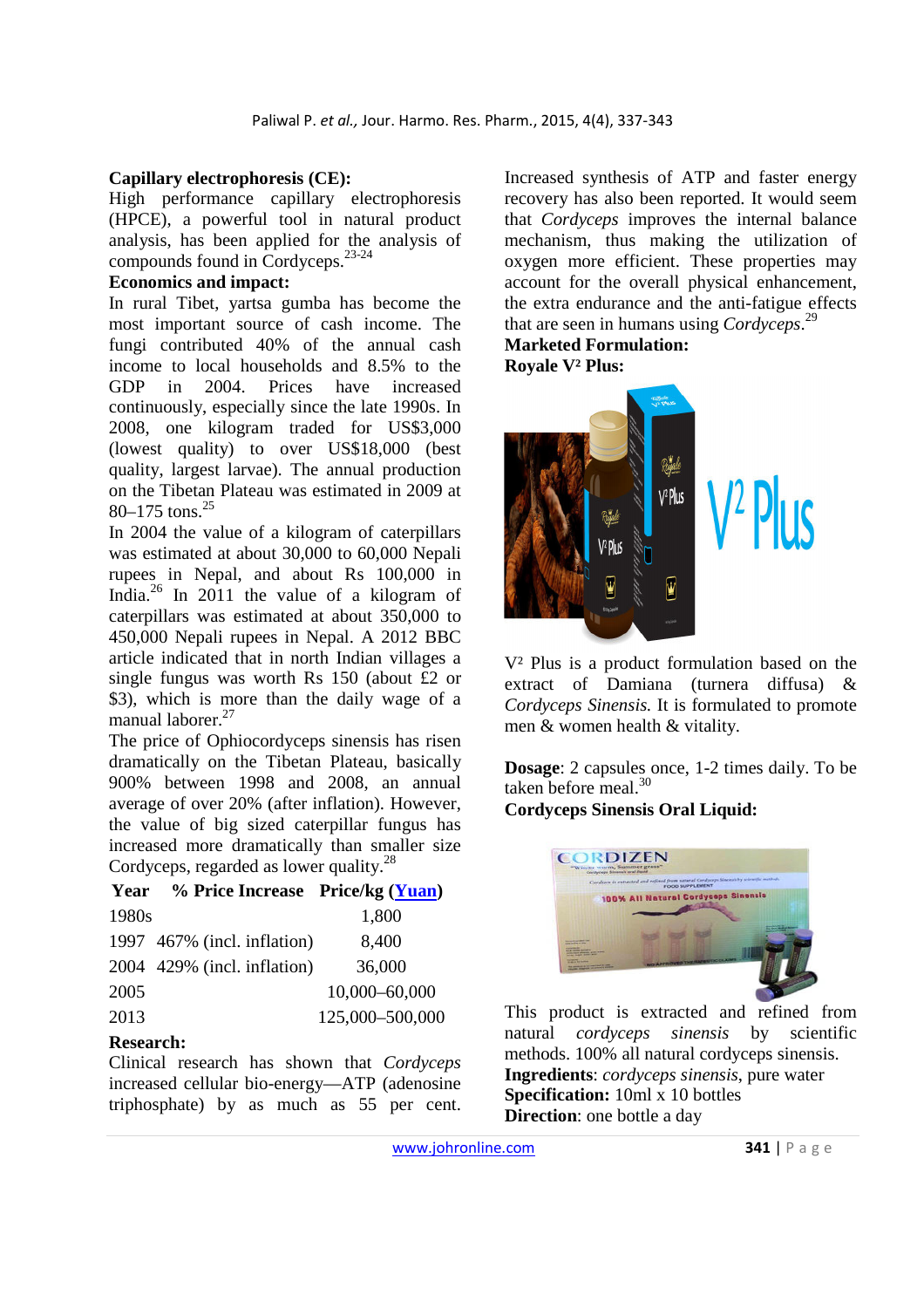**Capillary electrophoresis (CE):**

High performance capillary electrophoresis (HPCE), a powerful tool in natural product analysis, has been applied for the analysis of compounds found in Cordyceps.[23-24]

**Economics and impact:**

In rural Tibet, yartsa gumba has become the most important source of cash income. The fungi contributed 40% of the annual cash income to local households and 8.5% to the GDP in 2004. Prices have increased continuously, especially since the late 1990s. In 2008, one kilogram traded for US$3,000 (lowest quality) to over US$18,000 (best quality, largest larvae). The annual production on the Tibetan Plateau was estimated in 2009 at 80–175 tons.[25]

In 2004 the value of a kilogram of caterpillars was estimated at about 30,000 to 60,000 Nepali rupees in Nepal, and about Rs 100,000 in India.[26] In 2011 the value of a kilogram of caterpillars was estimated at about 350,000 to 450,000 Nepali rupees in Nepal. A 2012 BBC article indicated that in north Indian villages a single fungus was worth Rs 150 (about £2 or $3), which is more than the daily wage of a manual laborer.[27]

The price of Ophiocordyceps sinensis has risen dramatically on the Tibetan Plateau, basically 900% between 1998 and 2008, an annual average of over 20% (after inflation). However, the value of big sized caterpillar fungus has increased more dramatically than smaller size Cordyceps, regarded as lower quality.[28]

| Year | % Price Increase | Price/kg (Yuan) |
|---|---|---|
| 1980s | | 1,800 |
| 1997 | 467% (incl. inflation) | 8,400 |
| 2004 | 429% (incl. inflation) | 36,000 |
| 2005 | | 10,000–60,000 |
| 2013 | | 125,000–500,000 |

**Research:**

Clinical research has shown that *Cordyceps* increased cellular bio-energy—ATP (adenosine triphosphate) by as much as 55 per cent. Increased synthesis of ATP and faster energy recovery has also been reported. It would seem that *Cordyceps* improves the internal balance mechanism, thus making the utilization of oxygen more efficient. These properties may account for the overall physical enhancement, the extra endurance and the anti-fatigue effects that are seen in humans using *Cordyceps*.[29]

**Marketed Formulation:**

**Royale V² Plus:**

V² Plus is a product formulation based on the extract of Damiana (turnera diffusa) & *Cordyceps Sinensis.* It is formulated to promote men & women health & vitality.

**Dosage**: 2 capsules once, 1-2 times daily. To be taken before meal.[30]

**Cordyceps Sinensis Oral Liquid:**

This product is extracted and refined from natural *cordyceps sinensis* by scientific methods. 100% all natural cordyceps sinensis.

**Ingredients**: *cordyceps sinensis*, pure water

**Specification:** 10ml x 10 bottles

**Direction**: one bottle a day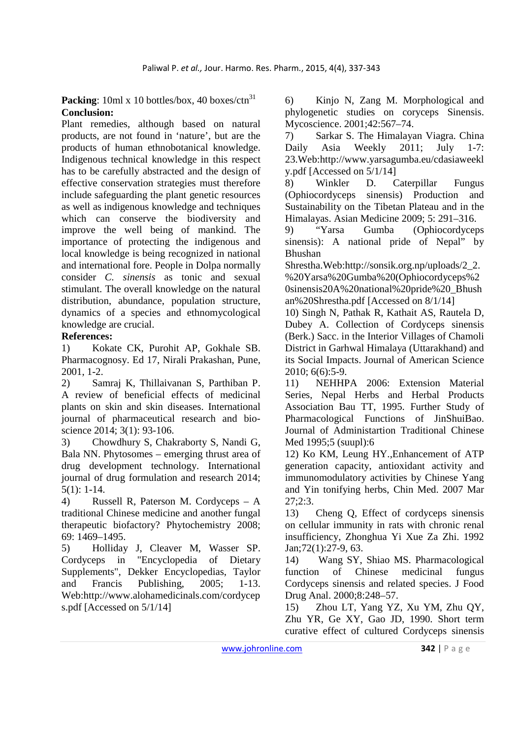**Packing**: 10ml x 10 bottles/box, 40 boxes/ctn[31]

**Conclusion:**

Plant remedies, although based on natural products, are not found in 'nature', but are the products of human ethnobotanical knowledge. Indigenous technical knowledge in this respect has to be carefully abstracted and the design of effective conservation strategies must therefore include safeguarding the plant genetic resources as well as indigenous knowledge and techniques which can conserve the biodiversity and improve the well being of mankind. The importance of protecting the indigenous and local knowledge is being recognized in national and international fore. People in Dolpa normally consider *C. sinensis* as tonic and sexual stimulant. The overall knowledge on the natural distribution, abundance, population structure, dynamics of a species and ethnomycological knowledge are crucial.

**References:**

1) Kokate CK, Purohit AP, Gokhale SB. Pharmacognosy. Ed 17, Nirali Prakashan, Pune, 2001, 1-2.

2) Samraj K, Thillaivanan S, Parthiban P. A review of beneficial effects of medicinal plants on skin and skin diseases. International journal of pharmaceutical research and bio-science 2014; 3(1): 93-106.

3) Chowdhury S, Chakraborty S, Nandi G, Bala NN. Phytosomes – emerging thrust area of drug development technology. International journal of drug formulation and research 2014; 5(1): 1-14.

4) Russell R, Paterson M. Cordyceps – A traditional Chinese medicine and another fungal therapeutic biofactory? Phytochemistry 2008; 69: 1469–1495.

5) Holliday J, Cleaver M, Wasser SP. Cordyceps in "Encyclopedia of Dietary Supplements", Dekker Encyclopedias, Taylor and Francis Publishing, 2005; 1-13. Web:http://www.alohamedicinals.com/cordyceps.pdf [Accessed on 5/1/14]

6) Kinjo N, Zang M. Morphological and phylogenetic studies on coryceps Sinensis. Mycoscience. 2001;42:567–74.

7) Sarkar S. The Himalayan Viagra. China Daily Asia Weekly 2011; July 1-7: 23.Web:http://www.yarsagumba.eu/cdasiaweekly.pdf [Accessed on 5/1/14]

8) Winkler D. Caterpillar Fungus (Ophiocordyceps sinensis) Production and Sustainability on the Tibetan Plateau and in the Himalayas. Asian Medicine 2009; 5: 291–316.

9) "Yarsa Gumba (Ophiocordyceps sinensis): A national pride of Nepal" by Bhushan Shrestha.Web:http://sonsik.org.np/uploads/2_2.%20Yarsa%20Gumba%20(Ophiocordyceps%20sinensis20A%20national%20pride%20_Bhushan%20Shrestha.pdf [Accessed on 8/1/14]

10) Singh N, Pathak R, Kathait AS, Rautela D, Dubey A. Collection of Cordyceps sinensis (Berk.) Sacc. in the Interior Villages of Chamoli District in Garhwal Himalaya (Uttarakhand) and its Social Impacts. Journal of American Science 2010; 6(6):5-9.

11) NEHHPA 2006: Extension Material Series, Nepal Herbs and Herbal Products Association Bau TT, 1995. Further Study of Pharmacological Functions of JinShuiBao. Journal of Administartion Traditional Chinese Med 1995;5 (suupl):6

12) Ko KM, Leung HY.,Enhancement of ATP generation capacity, antioxidant activity and immunomodulatory activities by Chinese Yang and Yin tonifying herbs, Chin Med. 2007 Mar 27;2:3.

13) Cheng Q, Effect of cordyceps sinensis on cellular immunity in rats with chronic renal insufficiency, Zhonghua Yi Xue Za Zhi. 1992 Jan;72(1):27-9, 63.

14) Wang SY, Shiao MS. Pharmacological function of Chinese medicinal fungus Cordyceps sinensis and related species. J Food Drug Anal. 2000;8:248–57.

15) Zhou LT, Yang YZ, Xu YM, Zhu QY, Zhu YR, Ge XY, Gao JD, 1990. Short term curative effect of cultured Cordyceps sinensis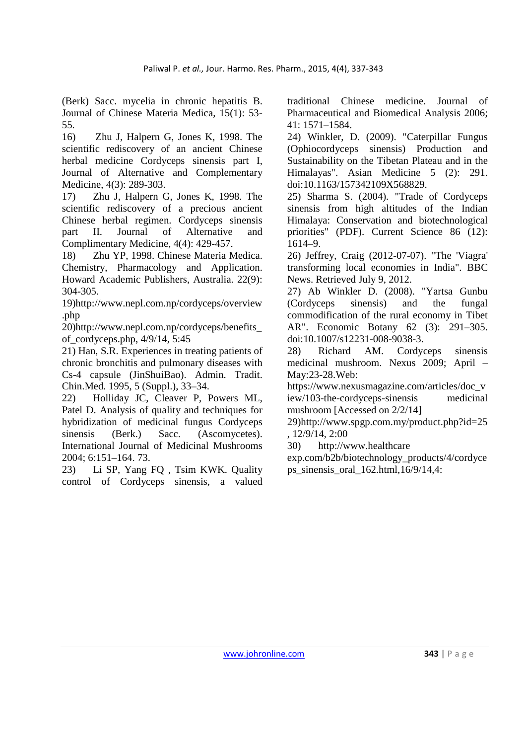(Berk) Sacc. mycelia in chronic hepatitis B. Journal of Chinese Materia Medica, 15(1): 53-55.

16) Zhu J, Halpern G, Jones K, 1998. The scientific rediscovery of an ancient Chinese herbal medicine Cordyceps sinensis part I, Journal of Alternative and Complementary Medicine, 4(3): 289-303.

17) Zhu J, Halpern G, Jones K, 1998. The scientific rediscovery of a precious ancient Chinese herbal regimen. Cordyceps sinensis part II. Journal of Alternative and Complimentary Medicine, 4(4): 429-457.

18) Zhu YP, 1998. Chinese Materia Medica. Chemistry, Pharmacology and Application. Howard Academic Publishers, Australia. 22(9): 304-305.

19)http://www.nepl.com.np/cordyceps/overview.php

20)http://www.nepl.com.np/cordyceps/benefits_of_cordyceps.php, 4/9/14, 5:45

21) Han, S.R. Experiences in treating patients of chronic bronchitis and pulmonary diseases with Cs-4 capsule (JinShuiBao). Admin. Tradit. Chin.Med. 1995, 5 (Suppl.), 33–34.

22) Holliday JC, Cleaver P, Powers ML, Patel D. Analysis of quality and techniques for hybridization of medicinal fungus Cordyceps sinensis (Berk.) Sacc. (Ascomycetes). International Journal of Medicinal Mushrooms 2004; 6:151–164. 73.

23) Li SP, Yang FQ , Tsim KWK. Quality control of Cordyceps sinensis, a valued traditional Chinese medicine. Journal of Pharmaceutical and Biomedical Analysis 2006; 41: 1571–1584.

24) Winkler, D. (2009). "Caterpillar Fungus (Ophiocordyceps sinensis) Production and Sustainability on the Tibetan Plateau and in the Himalayas". Asian Medicine 5 (2): 291. doi:10.1163/157342109X568829.

25) Sharma S. (2004). "Trade of Cordyceps sinensis from high altitudes of the Indian Himalaya: Conservation and biotechnological priorities" (PDF). Current Science 86 (12): 1614–9.

26) Jeffrey, Craig (2012-07-07). "The 'Viagra' transforming local economies in India". BBC News. Retrieved July 9, 2012.

27) Ab Winkler D. (2008). "Yartsa Gunbu (Cordyceps sinensis) and the fungal commodification of the rural economy in Tibet AR". Economic Botany 62 (3): 291–305. doi:10.1007/s12231-008-9038-3.

28) Richard AM. Cordyceps sinensis medicinal mushroom. Nexus 2009; April – May:23-28.Web: https://www.nexusmagazine.com/articles/doc_view/103-the-cordyceps-sinensis medicinal mushroom [Accessed on 2/2/14]

29)http://www.spgp.com.my/product.php?id=25 , 12/9/14, 2:00

30) http://www.healthcare exp.com/b2b/biotechnology_products/4/cordyceps_sinensis_oral_162.html,16/9/14,4: